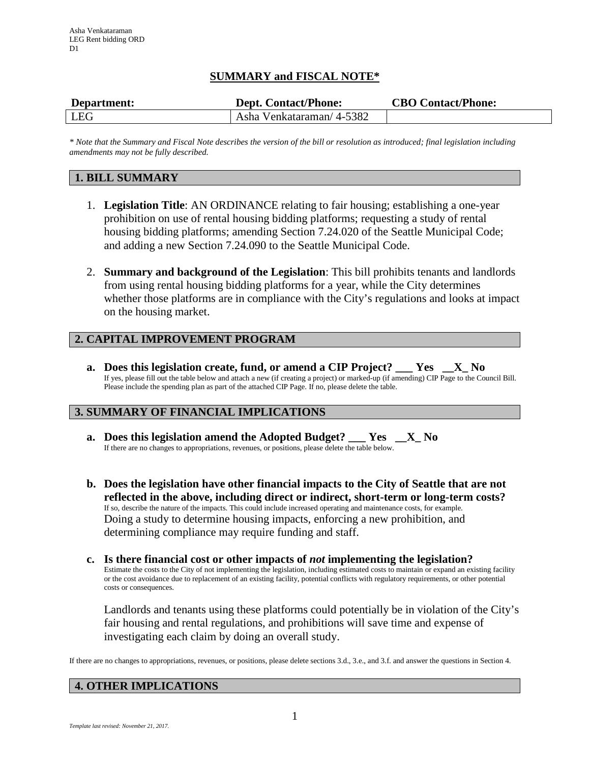Asha Venkataraman
LEG Rent bidding ORD
D1

## SUMMARY and FISCAL NOTE*

| Department: | Dept. Contact/Phone: | CBO Contact/Phone: |
|---|---|---|
| LEG | Asha Venkataraman/ 4-5382 | |

*\* Note that the Summary and Fiscal Note describes the version of the bill or resolution as introduced; final legislation including amendments may not be fully described.*

## 1. BILL SUMMARY

1. **Legislation Title**: AN ORDINANCE relating to fair housing; establishing a one-year prohibition on use of rental housing bidding platforms; requesting a study of rental housing bidding platforms; amending Section 7.24.020 of the Seattle Municipal Code; and adding a new Section 7.24.090 to the Seattle Municipal Code.

2. **Summary and background of the Legislation**: This bill prohibits tenants and landlords from using rental housing bidding platforms for a year, while the City determines whether those platforms are in compliance with the City's regulations and looks at impact on the housing market.

## 2. CAPITAL IMPROVEMENT PROGRAM

**a. Does this legislation create, fund, or amend a CIP Project? ___ Yes __X_ No**
If yes, please fill out the table below and attach a new (if creating a project) or marked-up (if amending) CIP Page to the Council Bill. Please include the spending plan as part of the attached CIP Page. If no, please delete the table.

## 3. SUMMARY OF FINANCIAL IMPLICATIONS

**a. Does this legislation amend the Adopted Budget? ___ Yes __X_ No**
If there are no changes to appropriations, revenues, or positions, please delete the table below.

**b. Does the legislation have other financial impacts to the City of Seattle that are not reflected in the above, including direct or indirect, short-term or long-term costs?**
If so, describe the nature of the impacts. This could include increased operating and maintenance costs, for example.
Doing a study to determine housing impacts, enforcing a new prohibition, and determining compliance may require funding and staff.

**c. Is there financial cost or other impacts of *not* implementing the legislation?**
Estimate the costs to the City of not implementing the legislation, including estimated costs to maintain or expand an existing facility or the cost avoidance due to replacement of an existing facility, potential conflicts with regulatory requirements, or other potential costs or consequences.

Landlords and tenants using these platforms could potentially be in violation of the City's fair housing and rental regulations, and prohibitions will save time and expense of investigating each claim by doing an overall study.

If there are no changes to appropriations, revenues, or positions, please delete sections 3.d., 3.e., and 3.f. and answer the questions in Section 4.

## 4. OTHER IMPLICATIONS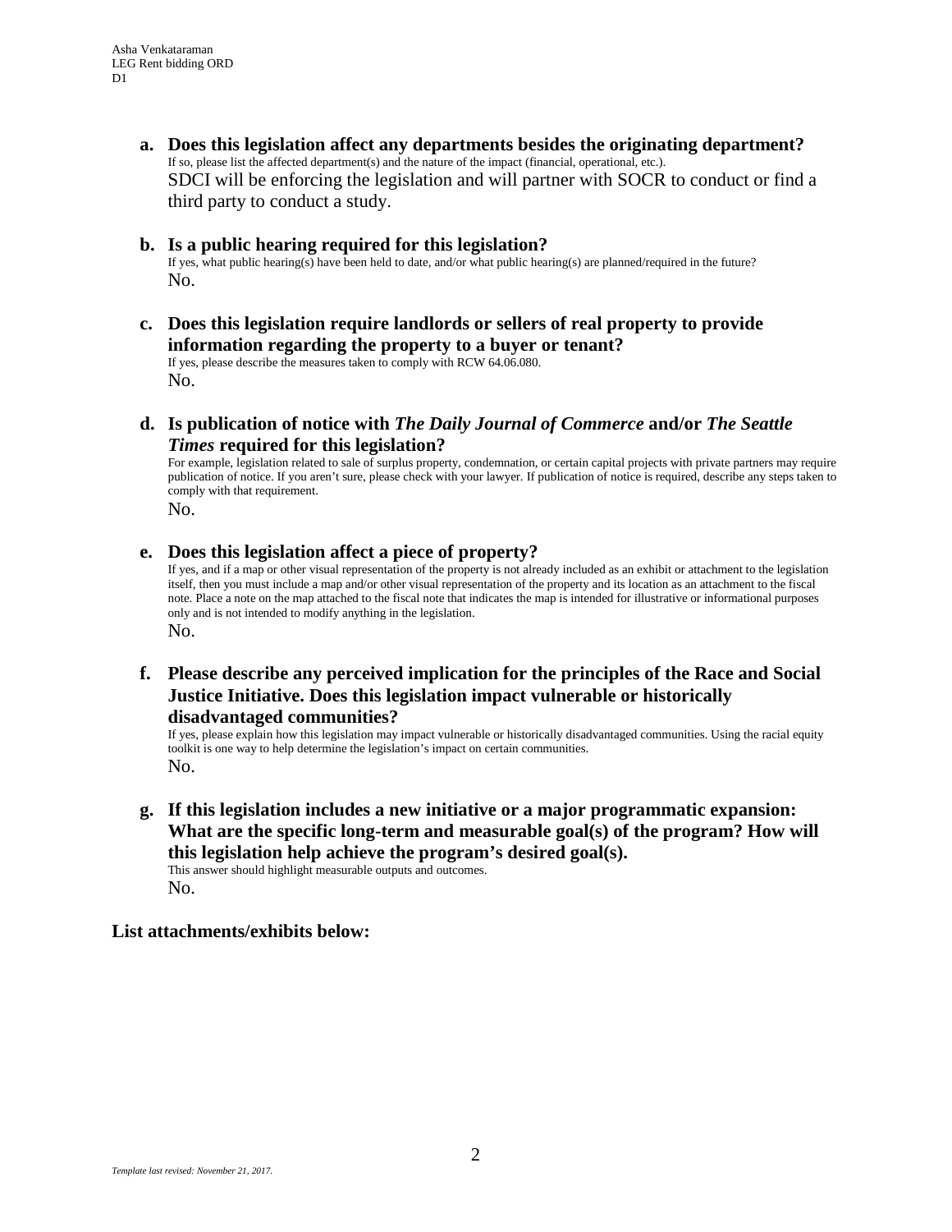**a. Does this legislation affect any departments besides the originating department?**

If so, please list the affected department(s) and the nature of the impact (financial, operational, etc.).

SDCI will be enforcing the legislation and will partner with SOCR to conduct or find a third party to conduct a study.

**b. Is a public hearing required for this legislation?**

If yes, what public hearing(s) have been held to date, and/or what public hearing(s) are planned/required in the future?

No.

**c. Does this legislation require landlords or sellers of real property to provide information regarding the property to a buyer or tenant?**

If yes, please describe the measures taken to comply with RCW 64.06.080.

No.

**d. Is publication of notice with *The Daily Journal of Commerce* and/or *The Seattle Times* required for this legislation?**

For example, legislation related to sale of surplus property, condemnation, or certain capital projects with private partners may require publication of notice. If you aren't sure, please check with your lawyer. If publication of notice is required, describe any steps taken to comply with that requirement.

No.

**e. Does this legislation affect a piece of property?**

If yes, and if a map or other visual representation of the property is not already included as an exhibit or attachment to the legislation itself, then you must include a map and/or other visual representation of the property and its location as an attachment to the fiscal note. Place a note on the map attached to the fiscal note that indicates the map is intended for illustrative or informational purposes only and is not intended to modify anything in the legislation.

No.

**f. Please describe any perceived implication for the principles of the Race and Social Justice Initiative. Does this legislation impact vulnerable or historically disadvantaged communities?**

If yes, please explain how this legislation may impact vulnerable or historically disadvantaged communities. Using the racial equity toolkit is one way to help determine the legislation's impact on certain communities.

No.

**g. If this legislation includes a new initiative or a major programmatic expansion: What are the specific long-term and measurable goal(s) of the program? How will this legislation help achieve the program's desired goal(s).**

This answer should highlight measurable outputs and outcomes.

No.

**List attachments/exhibits below:**